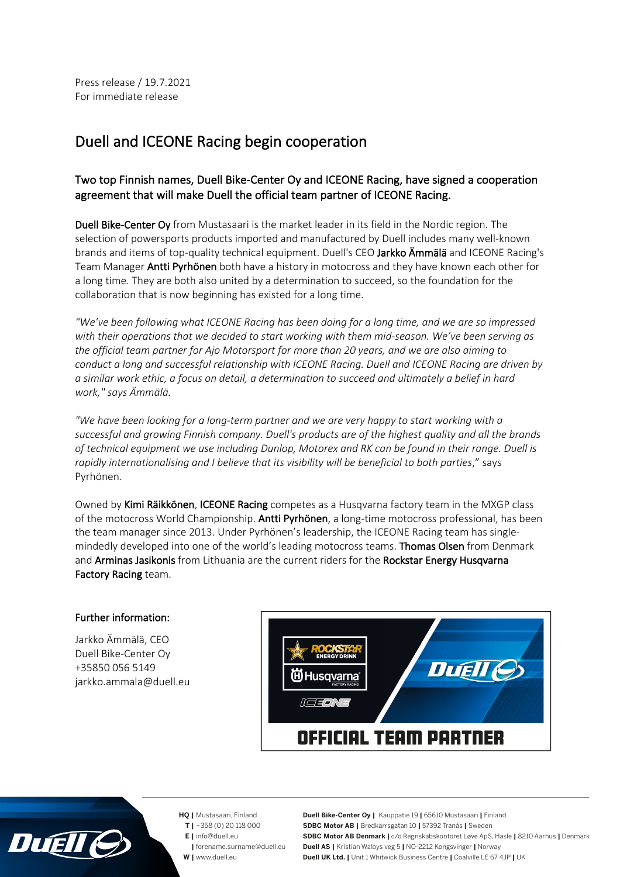Press release / 19.7.2021
For immediate release

# Duell and ICEONE Racing begin cooperation

## Two top Finnish names, Duell Bike-Center Oy and ICEONE Racing, have signed a cooperation agreement that will make Duell the official team partner of ICEONE Racing.

**Duell Bike-Center Oy** from Mustasaari is the market leader in its field in the Nordic region. The selection of powersports products imported and manufactured by Duell includes many well-known brands and items of top-quality technical equipment. Duell's CEO **Jarkko Ämmälä** and ICEONE Racing's Team Manager **Antti Pyrhönen** both have a history in motocross and they have known each other for a long time. They are both also united by a determination to succeed, so the foundation for the collaboration that is now beginning has existed for a long time.

*"We've been following what ICEONE Racing has been doing for a long time, and we are so impressed with their operations that we decided to start working with them mid-season. We've been serving as the official team partner for Ajo Motorsport for more than 20 years, and we are also aiming to conduct a long and successful relationship with ICEONE Racing. Duell and ICEONE Racing are driven by a similar work ethic, a focus on detail, a determination to succeed and ultimately a belief in hard work," says Ämmälä.*

*"We have been looking for a long-term partner and we are very happy to start working with a successful and growing Finnish company. Duell's products are of the highest quality and all the brands of technical equipment we use including Dunlop, Motorex and RK can be found in their range. Duell is rapidly internationalising and I believe that its visibility will be beneficial to both parties*," says Pyrhönen.

Owned by **Kimi Räikkönen**, **ICEONE Racing** competes as a Husqvarna factory team in the MXGP class of the motocross World Championship. **Antti Pyrhönen**, a long-time motocross professional, has been the team manager since 2013. Under Pyrhönen's leadership, the ICEONE Racing team has single-mindedly developed into one of the world's leading motocross teams. **Thomas Olsen** from Denmark and **Arminas Jasikonis** from Lithuania are the current riders for the **Rockstar Energy Husqvarna Factory Racing** team.

### Further information:

Jarkko Ämmälä, CEO
Duell Bike-Center Oy
+35850 056 5149
jarkko.ammala@duell.eu

OFFICIAL TEAM PARTNER

**HQ |** Mustasaari, Finland
**T |** +358 (0) 20 118 000
**E |** info@duell.eu
**|** forename.surname@duell.eu
**W |** www.duell.eu

**Duell Bike-Center Oy |** Kauppatie 19 **|** 65610 Mustasaari **|** Finland
**SDBC Motor AB |** Bredkärrsgatan 10 **|** 57392 Tranås **|** Sweden
**SDBC Motor AB Denmark |** c/o Regnskabskontoret Løve ApS, Hasle **|** 8210 Aarhus **|** Denmark
**Duell AS |** Kristian Walbys veg 5 **|** NO-2212 Kongsvinger **|** Norway
**Duell UK Ltd. |** Unit 1 Whitwick Business Centre **|** Coalville LE 67 4JP **|** UK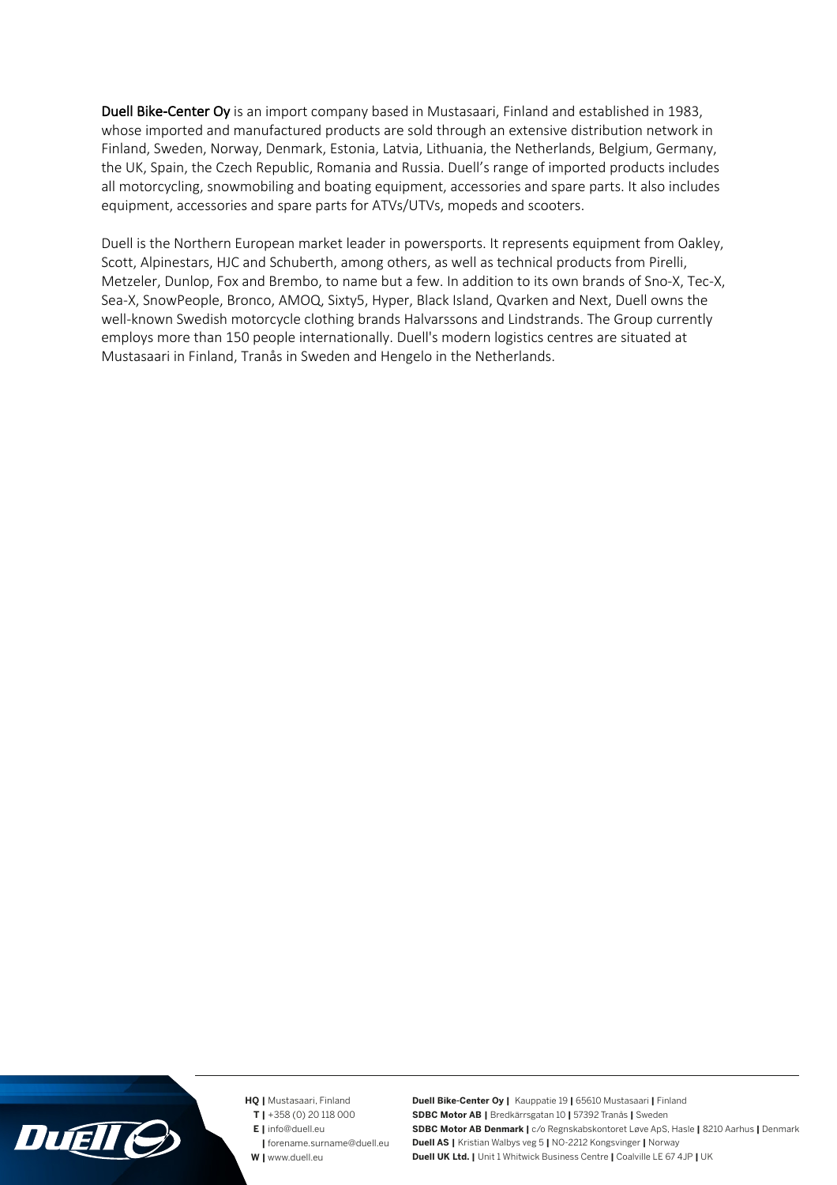**Duell Bike-Center Oy** is an import company based in Mustasaari, Finland and established in 1983, whose imported and manufactured products are sold through an extensive distribution network in Finland, Sweden, Norway, Denmark, Estonia, Latvia, Lithuania, the Netherlands, Belgium, Germany, the UK, Spain, the Czech Republic, Romania and Russia. Duell's range of imported products includes all motorcycling, snowmobiling and boating equipment, accessories and spare parts. It also includes equipment, accessories and spare parts for ATVs/UTVs, mopeds and scooters.

Duell is the Northern European market leader in powersports. It represents equipment from Oakley, Scott, Alpinestars, HJC and Schuberth, among others, as well as technical products from Pirelli, Metzeler, Dunlop, Fox and Brembo, to name but a few. In addition to its own brands of Sno-X, Tec-X, Sea-X, SnowPeople, Bronco, AMOQ, Sixty5, Hyper, Black Island, Qvarken and Next, Duell owns the well-known Swedish motorcycle clothing brands Halvarssons and Lindstrands. The Group currently employs more than 150 people internationally. Duell's modern logistics centres are situated at Mustasaari in Finland, Tranås in Sweden and Hengelo in the Netherlands.